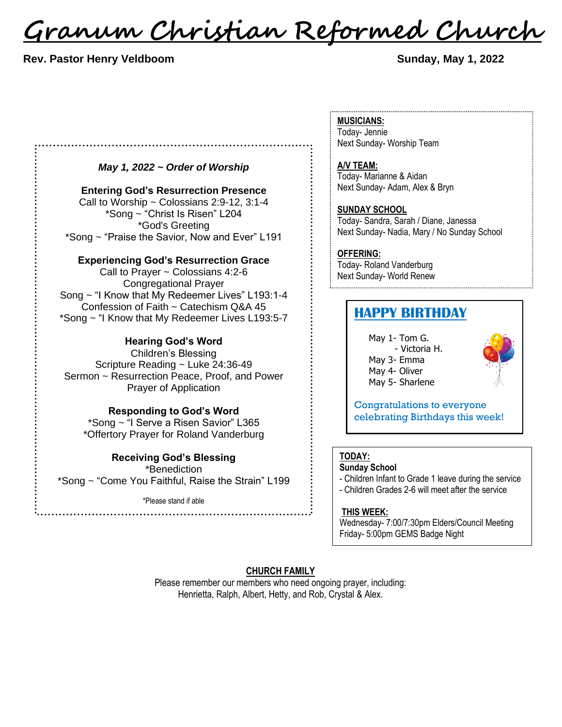# Granum Christian Reformed Church

**Rev. Pastor Henry Veldboom** **Sunday, May 1, 2022**

***May 1, 2022 ~ Order of Worship***

**Entering God's Resurrection Presence**
Call to Worship ~ Colossians 2:9-12, 3:1-4
*Song ~ "Christ Is Risen" L204
*God's Greeting
*Song ~ "Praise the Savior, Now and Ever" L191

**Experiencing God's Resurrection Grace**
Call to Prayer ~ Colossians 4:2-6
Congregational Prayer
Song ~ "I Know that My Redeemer Lives" L193:1-4
Confession of Faith ~ Catechism Q&A 45
*Song ~ "I Know that My Redeemer Lives L193:5-7

**Hearing God's Word**
Children's Blessing
Scripture Reading ~ Luke 24:36-49
Sermon ~ Resurrection Peace, Proof, and Power
Prayer of Application

**Responding to God's Word**
*Song ~ "I Serve a Risen Savior" L365
*Offertory Prayer for Roland Vanderburg

**Receiving God's Blessing**
*Benediction
*Song ~ "Come You Faithful, Raise the Strain" L199

*Please stand if able

**MUSICIANS:**
Today- Jennie
Next Sunday- Worship Team

**A/V TEAM:**
Today- Marianne & Aidan
Next Sunday- Adam, Alex & Bryn

**SUNDAY SCHOOL**
Today- Sandra, Sarah / Diane, Janessa
Next Sunday- Nadia, Mary / No Sunday School

**OFFERING:**
Today- Roland Vanderburg
Next Sunday- World Renew

## HAPPY BIRTHDAY

May 1- Tom G.
- Victoria H.
May 3- Emma
May 4- Oliver
May 5- Sharlene

Congratulations to everyone celebrating Birthdays this week!

**TODAY:**
**Sunday School**
- Children Infant to Grade 1 leave during the service
- Children Grades 2-6 will meet after the service

**THIS WEEK:**
Wednesday- 7:00/7:30pm Elders/Council Meeting
Friday- 5:00pm GEMS Badge Night

**CHURCH FAMILY**
Please remember our members who need ongoing prayer, including:
Henrietta, Ralph, Albert, Hetty, and Rob, Crystal & Alex.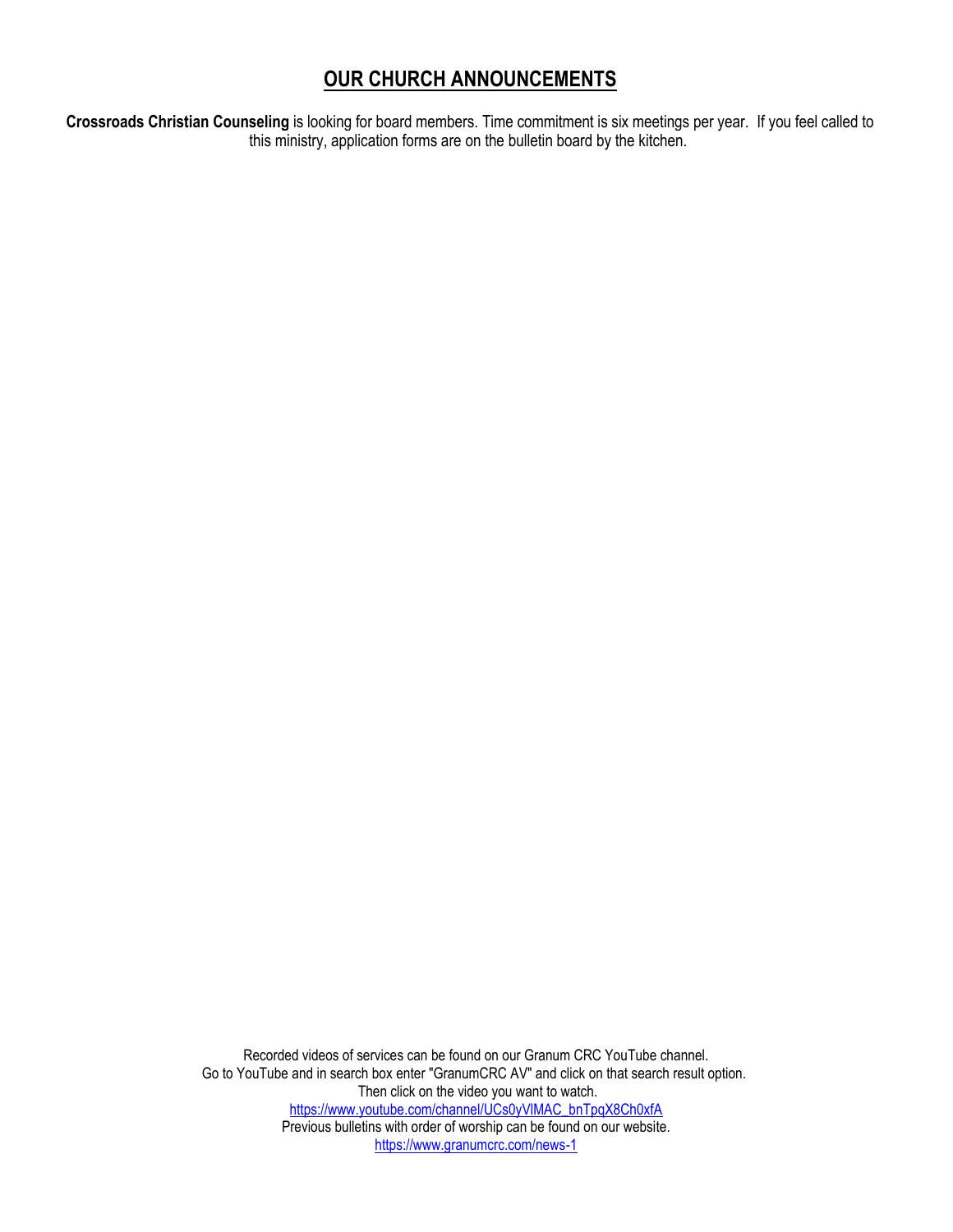## OUR CHURCH ANNOUNCEMENTS

**Crossroads Christian Counseling** is looking for board members. Time commitment is six meetings per year. If you feel called to this ministry, application forms are on the bulletin board by the kitchen.

Recorded videos of services can be found on our Granum CRC YouTube channel.
Go to YouTube and in search box enter "GranumCRC AV" and click on that search result option.
Then click on the video you want to watch.
https://www.youtube.com/channel/UCs0yVlMAC_bnTpqX8Ch0xfA
Previous bulletins with order of worship can be found on our website.
https://www.granumcrc.com/news-1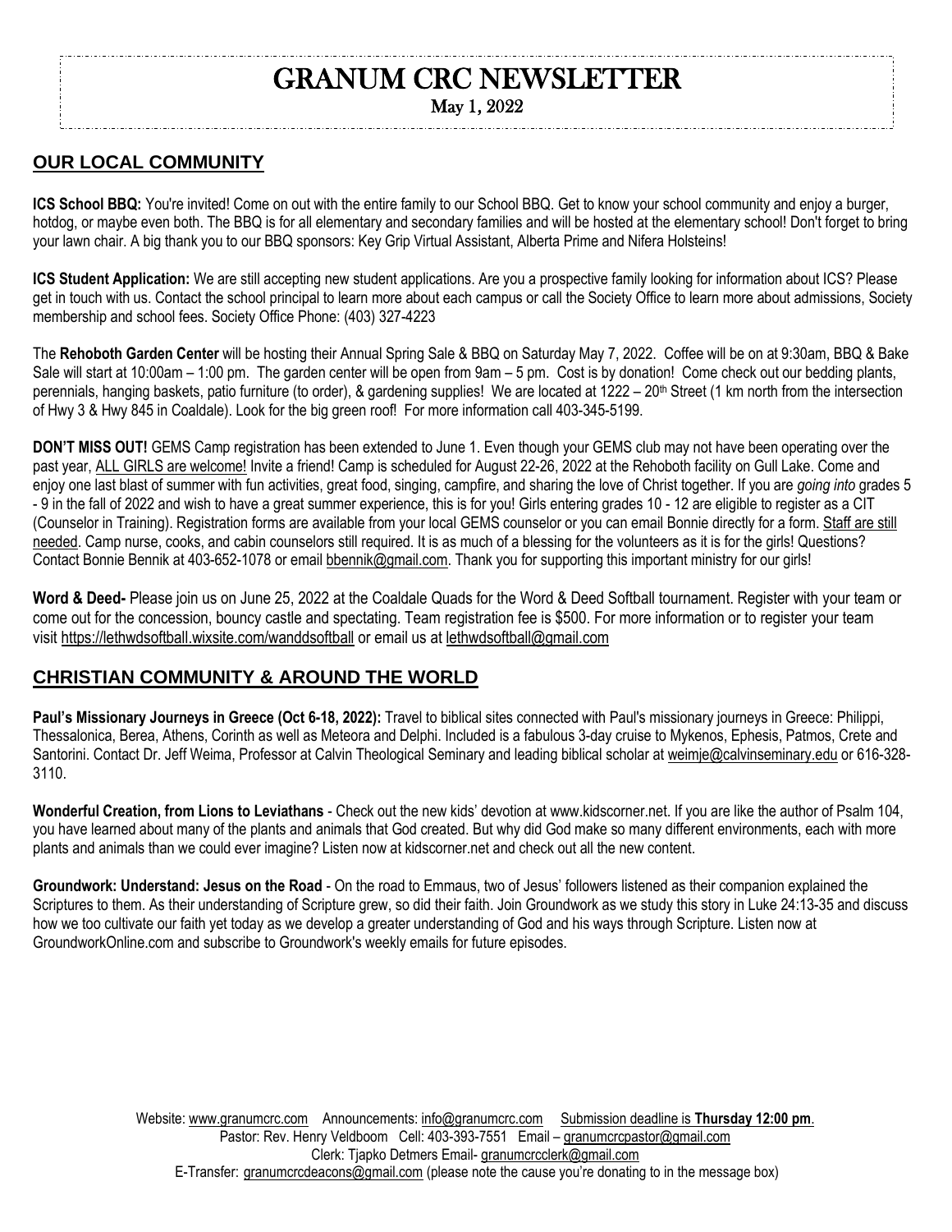# GRANUM CRC NEWSLETTER

May 1, 2022

## OUR LOCAL COMMUNITY

**ICS School BBQ:** You're invited! Come on out with the entire family to our School BBQ. Get to know your school community and enjoy a burger, hotdog, or maybe even both. The BBQ is for all elementary and secondary families and will be hosted at the elementary school! Don't forget to bring your lawn chair. A big thank you to our BBQ sponsors: Key Grip Virtual Assistant, Alberta Prime and Nifera Holsteins!

**ICS Student Application:** We are still accepting new student applications. Are you a prospective family looking for information about ICS? Please get in touch with us. Contact the school principal to learn more about each campus or call the Society Office to learn more about admissions, Society membership and school fees. Society Office Phone: (403) 327-4223

The **Rehoboth Garden Center** will be hosting their Annual Spring Sale & BBQ on Saturday May 7, 2022. Coffee will be on at 9:30am, BBQ & Bake Sale will start at 10:00am – 1:00 pm. The garden center will be open from 9am – 5 pm. Cost is by donation! Come check out our bedding plants, perennials, hanging baskets, patio furniture (to order), & gardening supplies! We are located at 1222 – 20th Street (1 km north from the intersection of Hwy 3 & Hwy 845 in Coaldale). Look for the big green roof! For more information call 403-345-5199.

**DON'T MISS OUT!** GEMS Camp registration has been extended to June 1. Even though your GEMS club may not have been operating over the past year, ALL GIRLS are welcome! Invite a friend! Camp is scheduled for August 22-26, 2022 at the Rehoboth facility on Gull Lake. Come and enjoy one last blast of summer with fun activities, great food, singing, campfire, and sharing the love of Christ together. If you are *going into* grades 5 - 9 in the fall of 2022 and wish to have a great summer experience, this is for you! Girls entering grades 10 - 12 are eligible to register as a CIT (Counselor in Training). Registration forms are available from your local GEMS counselor or you can email Bonnie directly for a form. Staff are still needed. Camp nurse, cooks, and cabin counselors still required. It is as much of a blessing for the volunteers as it is for the girls! Questions? Contact Bonnie Bennik at 403-652-1078 or email bbennik@gmail.com. Thank you for supporting this important ministry for our girls!

**Word & Deed-** Please join us on June 25, 2022 at the Coaldale Quads for the Word & Deed Softball tournament. Register with your team or come out for the concession, bouncy castle and spectating. Team registration fee is $500. For more information or to register your team visit https://lethwdsoftball.wixsite.com/wanddsoftball or email us at lethwdsoftball@gmail.com

## CHRISTIAN COMMUNITY & AROUND THE WORLD

**Paul's Missionary Journeys in Greece (Oct 6-18, 2022):** Travel to biblical sites connected with Paul's missionary journeys in Greece: Philippi, Thessalonica, Berea, Athens, Corinth as well as Meteora and Delphi. Included is a fabulous 3-day cruise to Mykenos, Ephesis, Patmos, Crete and Santorini. Contact Dr. Jeff Weima, Professor at Calvin Theological Seminary and leading biblical scholar at weimje@calvinseminary.edu or 616-328-3110.

**Wonderful Creation, from Lions to Leviathans** - Check out the new kids' devotion at www.kidscorner.net. If you are like the author of Psalm 104, you have learned about many of the plants and animals that God created. But why did God make so many different environments, each with more plants and animals than we could ever imagine? Listen now at kidscorner.net and check out all the new content.

**Groundwork: Understand: Jesus on the Road** - On the road to Emmaus, two of Jesus' followers listened as their companion explained the Scriptures to them. As their understanding of Scripture grew, so did their faith. Join Groundwork as we study this story in Luke 24:13-35 and discuss how we too cultivate our faith yet today as we develop a greater understanding of God and his ways through Scripture. Listen now at GroundworkOnline.com and subscribe to Groundwork's weekly emails for future episodes.

Website: www.granumcrc.com Announcements: info@granumcrc.com Submission deadline is **Thursday 12:00 pm**.
Pastor: Rev. Henry Veldboom Cell: 403-393-7551 Email – granumcrcpastor@gmail.com
Clerk: Tjapko Detmers Email- granumcrcclerk@gmail.com
E-Transfer: granumcrcdeacons@gmail.com (please note the cause you're donating to in the message box)